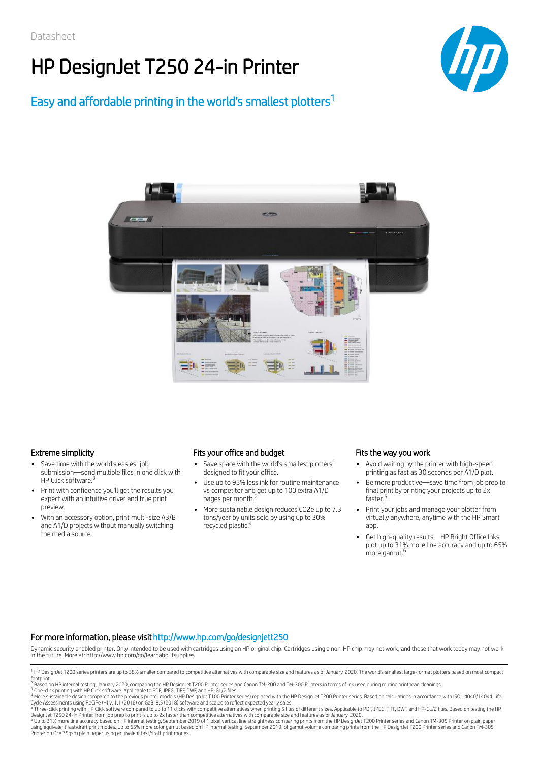Datasheet

# HP DesignJet T250 24-in Printer

## Easy and affordable printing in the world's smallest plotters[1]

### Extreme simplicity

- Save time with the world's easiest job submission—send multiple files in one click with HP Click software.[3]
- Print with confidence you'll get the results you expect with an intuitive driver and true print preview.
- With an accessory option, print multi-size A3/B and A1/D projects without manually switching the media source.

### Fits your office and budget

- Save space with the world's smallest plotters[1] designed to fit your office.
- Use up to 95% less ink for routine maintenance vs competitor and get up to 100 extra A1/D pages per month.[2]
- More sustainable design reduces CO2e up to 7.3 tons/year by units sold by using up to 30% recycled plastic.[4]

### Fits the way you work

- Avoid waiting by the printer with high-speed printing as fast as 30 seconds per A1/D plot.
- Be more productive—save time from job prep to final print by printing your projects up to 2x faster.[5]
- Print your jobs and manage your plotter from virtually anywhere, anytime with the HP Smart app.
- Get high-quality results—HP Bright Office Inks plot up to 31% more line accuracy and up to 65% more gamut.[6]

### For more information, please visit http://www.hp.com/go/designjett250

Dynamic security enabled printer. Only intended to be used with cartridges using an HP original chip. Cartridges using a non-HP chip may not work, and those that work today may not work in the future. More at: http://www.hp.com/go/learnaboutsupplies

[1] HP DesignJet T200 series printers are up to 38% smaller compared to competitive alternatives with comparable size and features as of January, 2020. The world's smallest large-format plotters based on most compact footprint.
[2] Based on HP internal testing, January 2020, comparing the HP DesignJet T200 Printer series and Canon TM-200 and TM-300 Printers in terms of ink used during routine printhead cleanings.
[3] One-click printing with HP Click software. Applicable to PDF, JPEG, TIFF, DWF, and HP-GL/2 files.
[4] More sustainable design compared to the previous printer models (HP DesignJet T100 Printer series) replaced with the HP DesignJet T200 Printer series. Based on calculations in accordance with ISO 14040/14044 Life Cycle Assessments using ReCiPe (H) v. 1.1 (2016) on GaBi 8.5 (2018) software and scaled to reflect expected yearly sales.
[5] Three-click printing with HP Click software compared to up to 11 clicks with competitive alternatives when printing 5 files of different sizes. Applicable to PDF, JPEG, TIFF, DWF, and HP-GL/2 files. Based on testing the HP DesignJet T250 24-in Printer, from job prep to print is up to 2x faster than competitive alternatives with comparable size and features as of January, 2020.
[6] Up to 31% more line accuracy based on HP internal testing, September 2019 of 1 pixel vertical line straightness comparing prints from the HP DesignJet T200 Printer series and Canon TM-305 Printer on plain paper using equivalent fast/draft print modes. Up to 65% more color gamut based on HP internal testing, September 2019, of gamut volume comparing prints from the HP DesignJet T200 Printer series and Canon TM-305 Printer on Oce 75gsm plain paper using equivalent fast/draft print modes.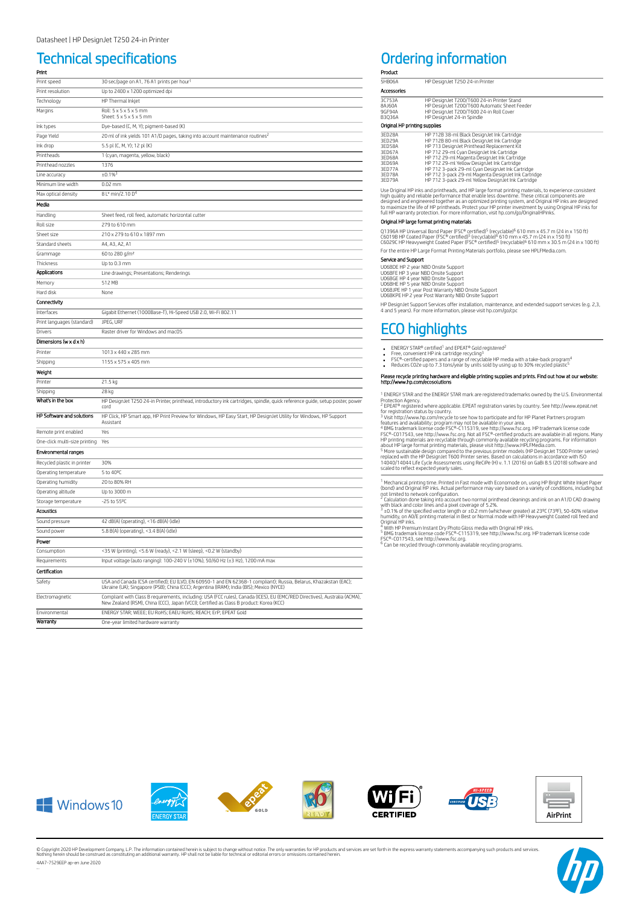Datasheet | HP DesignJet T250 24-in Printer

# Technical specifications

| | |
|---|---|
| **Print** | |
| Print speed | 30 sec/page on A1, 76 A1 prints per hour[1] |
| Print resolution | Up to 2400 x 1200 optimized dpi |
| Technology | HP Thermal Inkjet |
| Margins | Roll: 5 x 5 x 5 x 5 mm<br>Sheet: 5 x 5 x 5 x 5 mm |
| Ink types | Dye-based (C, M, Y); pigment-based (K) |
| Page Yield | 20 ml of ink yields 101 A1/D pages, taking into account maintenance routines[2] |
| Ink drop | 5.5 pl (C, M, Y); 12 pl (K) |
| Printheads | 1 (cyan, magenta, yellow, black) |
| Printhead nozzles | 1376 |
| Line accuracy | ±0.1%[3] |
| Minimum line width | 0.02 mm |
| Max optical density | 8 L* min/2.10 D[4] |
| **Media** | |
| Handling | Sheet feed, roll feed, automatic horizontal cutter |
| Roll size | 279 to 610 mm |
| Sheet size | 210 x 279 to 610 x 1897 mm |
| Standard sheets | A4, A3, A2, A1 |
| Grammage | 60 to 280 g/m² |
| Thickness | Up to 0.3 mm |
| **Applications** | Line drawings; Presentations; Renderings |
| Memory | 512 MB |
| Hard disk | None |
| **Connectivity** | |
| Interfaces | Gigabit Ethernet (1000Base-T), Hi-Speed USB 2.0, Wi-Fi 802.11 |
| Print languages (standard) | JPEG, URF |
| Drivers | Raster driver for Windows and macOS |
| **Dimensions (w x d x h)** | |
| Printer | 1013 x 440 x 285 mm |
| Shipping | 1155 x 575 x 405 mm |
| **Weight** | |
| Printer | 21.5 kg |
| Shipping | 28 kg |
| **What's in the box** | HP DesignJet T250 24-in Printer, printhead, introductory ink cartridges, spindle, quick reference guide, setup poster, power cord |
| **HP Software and solutions** | HP Click, HP Smart app, HP Print Preview for Windows, HP Easy Start, HP DesignJet Utility for Windows, HP Support Assistant |
| Remote print enabled | Yes |
| One-click multi-size printing | Yes |
| **Environmental ranges** | |
| Recycled plastic in printer | 30% |
| Operating temperature | 5 to 40ºC |
| Operating humidity | 20 to 80% RH |
| Operating altitude | Up to 3000 m |
| Storage temperature | -25 to 55ºC |
| **Acoustics** | |
| Sound pressure | 42 dB(A) (operating), <16 dB(A) (idle) |
| Sound power | 5.8 B(A) (operating), <3.4 B(A) (idle) |
| **Power** | |
| Consumption | <35 W (printing), <5.6 W (ready), <2.1 W (sleep), <0.2 W (standby) |
| Requirements | Input voltage (auto ranging): 100-240 V (±10%), 50/60 Hz (±3 Hz), 1200 mA max |
| **Certification** | |
| Safety | USA and Canada (CSA certified); EU (LVD, EN 60950-1 and EN 62368-1 compliant); Russia, Belarus, Khazakstan (EAC); Ukraine (UA); Singapore (PSB); China (CCC); Argentina (IRAM); India (BIS); Mexico (NYCE) |
| Electromagnetic | Compliant with Class B requirements, including: USA (FCC rules), Canada (ICES), EU (EMC/RED Directives), Australia (ACMA), New Zealand (RSM), China (CCC), Japan (VCCI); Certified as Class B product: Korea (KCC) |
| Environmental | ENERGY STAR; WEEE; EU RoHS; EAEU RoHS; REACH; ErP; EPEAT Gold |
| **Warranty** | One-year limited hardware warranty |

# Ordering information

**Product**

| | |
|---|---|
| 5HB06A | HP DesignJet T250 24-in Printer |

**Accessories**

| | |
|---|---|
| 3C753A | HP DesignJet T200/T600 24-in Printer Stand |
| 8AJ60A | HP DesignJet T200/T600 Automatic Sheet Feeder |
| 9GF94A | HP DesignJet T200/T600 24-in Roll Cover |
| B3Q36A | HP DesignJet 24-in Spindle |

**Original HP printing supplies**

| | |
|---|---|
| 3ED28A | HP 712B 38-ml Black DesignJet Ink Cartridge |
| 3ED29A | HP 712B 80-ml Black DesignJet Ink Cartridge |
| 3ED58A | HP 713 DesignJet Printhead Replacement Kit |
| 3ED67A | HP 712 29-ml Cyan DesignJet Ink Cartridge |
| 3ED68A | HP 712 29-ml Magenta DesignJet Ink Cartridge |
| 3ED69A | HP 712 29-ml Yellow DesignJet Ink Cartridge |
| 3ED77A | HP 712 3-pack 29-ml Cyan DesignJet Ink Cartridge |
| 3ED78A | HP 712 3-pack 29-ml Magenta DesignJet Ink Cartridge |
| 3ED79A | HP 712 3-pack 29-ml Yellow DesignJet Ink Cartridge |

Use Original HP inks and printheads, and HP large format printing materials, to experience consistent high quality and reliable performance that enable less downtime. These critical components are designed and engineered together as an optimized printing system, and Original HP inks are designed to maximize the life of HP printheads. Protect your HP printer investment by using Original HP inks for full HP warranty protection. For more information, visit hp.com/go/OriginalHPinks.

**Original HP large format printing materials**

Q1396A HP Universal Bond Paper (FSC® certified)[5] (recyclable)[6] 610 mm x 45.7 m (24 in x 150 ft)
C6019B HP Coated Paper (FSC® certified)[5] (recyclable)[6] 610 mm x 45.7 m (24 in x 150 ft)
C6029C HP Heavyweight Coated Paper (FSC® certified)[5] (recyclable)[6] 610 mm x 30.5 m (24 in x 100 ft)

For the entire HP Large Format Printing Materials portfolio, please see HPLFMedia.com.

**Service and Support**

U06BDE HP 2 year NBD Onsite Support
U06BFE HP 3 year NBD Onsite Support
U06BGE HP 4 year NBD Onsite Support
U06BHE HP 5 year NBD Onsite Support
U06BJPE HP 1 year Post Warranty NBD Onsite Support
U06BKPE HP 2 year Post Warranty NBD Onsite Support

HP DesignJet Support Services offer installation, maintenance, and extended support services (e.g. 2,3, 4 and 5 years). For more information, please visit hp.com/go/cpc

# ECO highlights

- ENERGY STAR® certified[1] and EPEAT® Gold registered[2]
- Free, convenient HP ink cartridge recycling[3]
- FSC®-certified papers and a range of recyclable HP media with a take-back program[4]
- Reduces CO2e up to 7.3 tons/year by units sold by using up to 30% recycled plastic[5]

**Please recycle printing hardware and eligible printing supplies and prints. Find out how at our website: http://www.hp.com/ecosolutions**

[1] ENERGY STAR and the ENERGY STAR mark are registered trademarks owned by the U.S. Environmental Protection Agency.
[2] EPEAT® registered where applicable. EPEAT registration varies by country. See http://www.epeat.net for registration status by country.
[3] Visit http://www.hp.com/recycle to see how to participate and for HP Planet Partners program features and availability; program may not be available in your area.
[4] BMG trademark license code FSC®-C115319, see http://www.fsc.org. HP trademark license code FSC®-C017543, see http://www.fsc.org. Not all FSC®-certified products are available in all regions. Many HP printing materials are recyclable through commonly available recycling programs. For information about HP large format printing materials, please visit http://www.HPLFMedia.com.
[5] More sustainable design compared to the previous printer models (HP DesignJet T500 Printer series) replaced with the HP DesignJet T600 Printer series. Based on calculations in accordance with ISO 14040/14044 Life Cycle Assessments using ReCiPe (H) v. 1.1 (2016) on GaBi 8.5 (2018) software and scaled to reflect expected yearly sales.

[1] Mechanical printing time. Printed in Fast mode with Economode on, using HP Bright White Inkjet Paper (bond) and Original HP inks. Actual performance may vary based on a variety of conditions, including but not limited to network configuration.
[2] Calculation done taking into account two normal printhead cleanings and ink on an A1/D CAD drawing with black and color lines and a pixel coverage of 5.2%.
[3] ±0.1% of the specified vector length or ±0.2 mm (whichever greater) at 23ºC (73ºF), 50-60% relative humidity, on A0/E printing material in Best or Normal mode with HP Heavyweight Coated roll feed and Original HP inks.
[4] With HP Premium Instant Dry Photo Gloss media with Original HP inks.
[5] BMG trademark license code FSC®-C115319, see http://www.fsc.org. HP trademark license code FSC®-C017543, see http://www.fsc.org.
[6] Can be recycled through commonly available recycling programs.

Windows 10 | ENERGY STAR | epeat GOLD | IPv6 READY | Wi-Fi CERTIFIED | CERTIFIED HI-SPEED USB | AirPrint

© Copyright 2020 HP Development Company, L.P. The information contained herein is subject to change without notice. The only warranties for HP products and services are set forth in the express warranty statements accompanying such products and services. Nothing herein should be construed as constituting an additional warranty. HP shall not be liable for technical or editorial errors or omissions contained herein.

4AA7-7529EEP ap-en June 2020